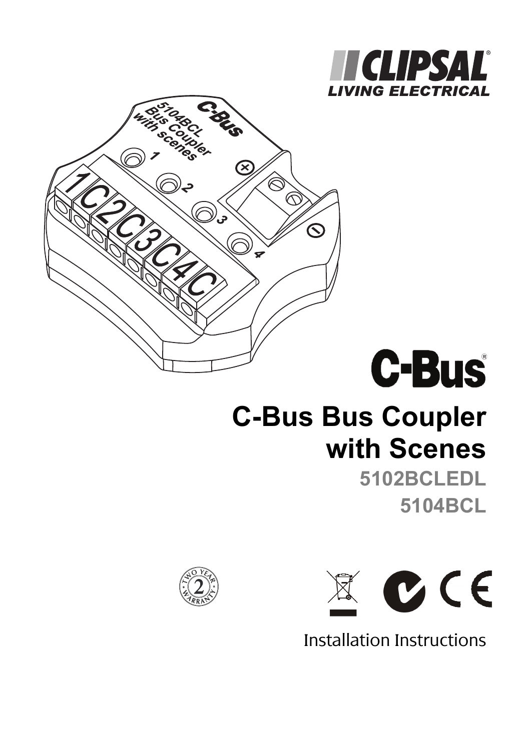# C-Bus Bus Coupler with Scenes

**5102BCLEDL**

**5104BCL**

Installation Instructions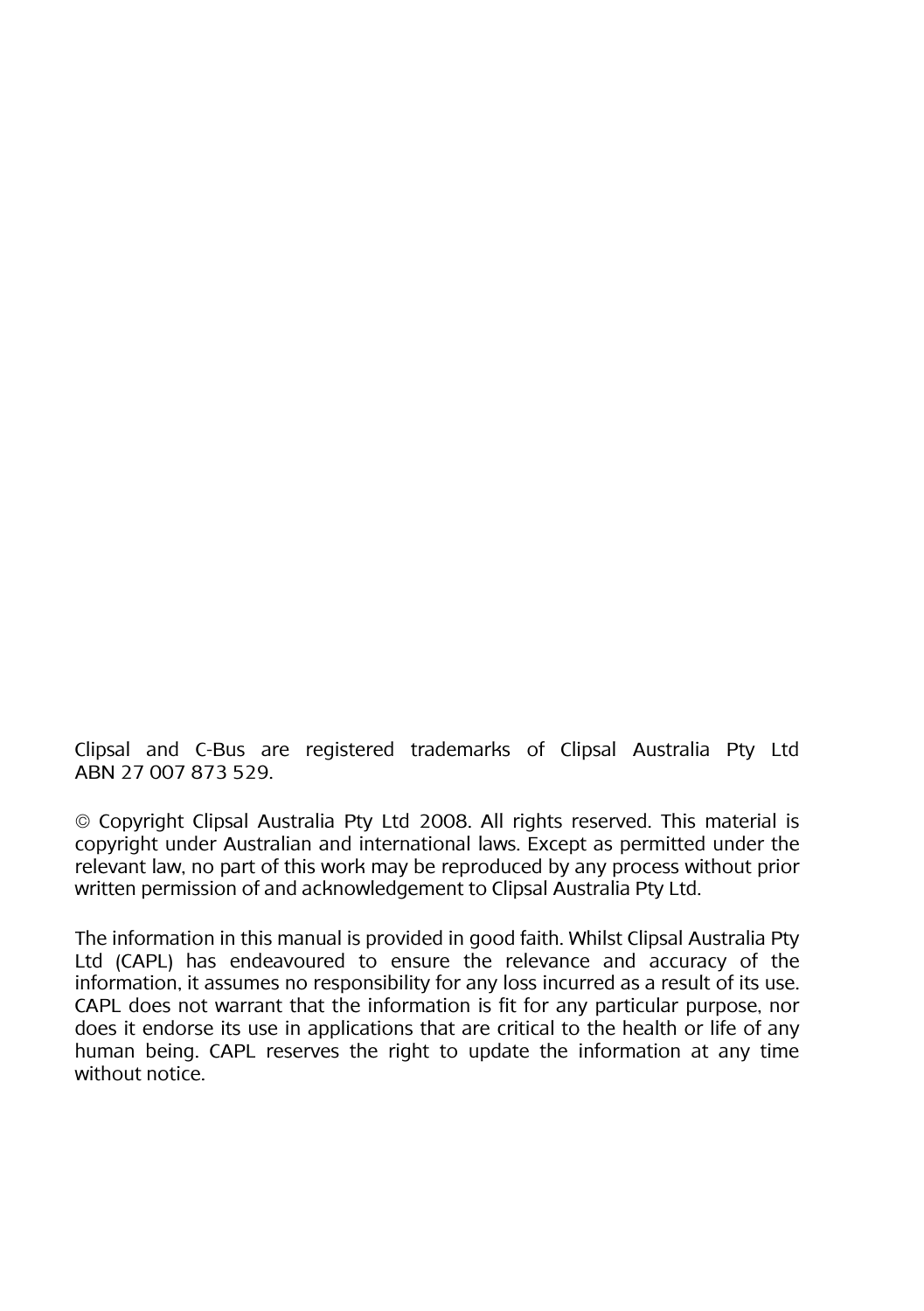Clipsal and C-Bus are registered trademarks of Clipsal Australia Pty Ltd ABN 27 007 873 529.

© Copyright Clipsal Australia Pty Ltd 2008. All rights reserved. This material is copyright under Australian and international laws. Except as permitted under the relevant law, no part of this work may be reproduced by any process without prior written permission of and acknowledgement to Clipsal Australia Pty Ltd.

The information in this manual is provided in good faith. Whilst Clipsal Australia Pty Ltd (CAPL) has endeavoured to ensure the relevance and accuracy of the information, it assumes no responsibility for any loss incurred as a result of its use. CAPL does not warrant that the information is fit for any particular purpose, nor does it endorse its use in applications that are critical to the health or life of any human being. CAPL reserves the right to update the information at any time without notice.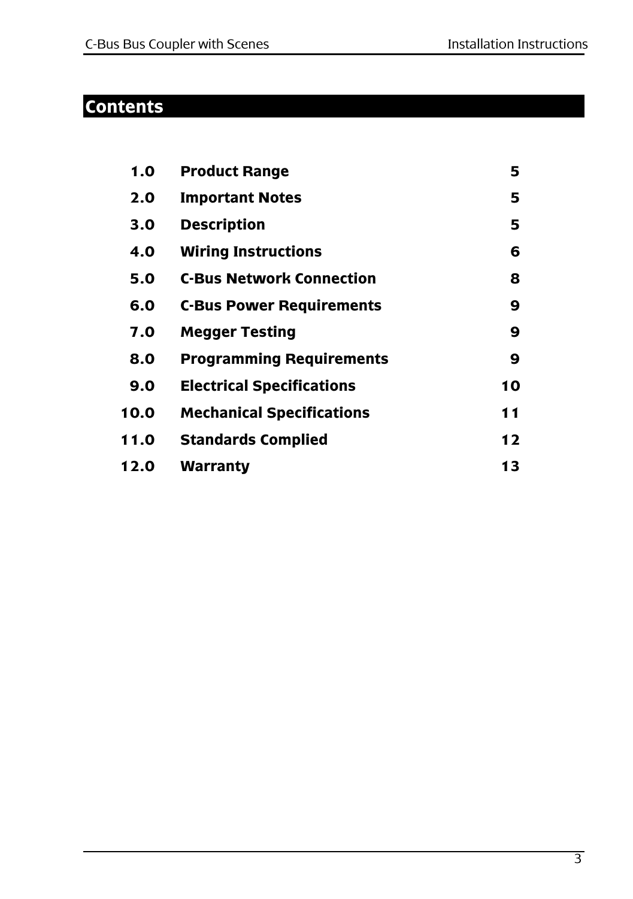## Contents

| | | |
|---|---|---|
| **1.0** | **Product Range** | **5** |
| **2.0** | **Important Notes** | **5** |
| **3.0** | **Description** | **5** |
| **4.0** | **Wiring Instructions** | **6** |
| **5.0** | **C-Bus Network Connection** | **8** |
| **6.0** | **C-Bus Power Requirements** | **9** |
| **7.0** | **Megger Testing** | **9** |
| **8.0** | **Programming Requirements** | **9** |
| **9.0** | **Electrical Specifications** | **10** |
| **10.0** | **Mechanical Specifications** | **11** |
| **11.0** | **Standards Complied** | **12** |
| **12.0** | **Warranty** | **13** |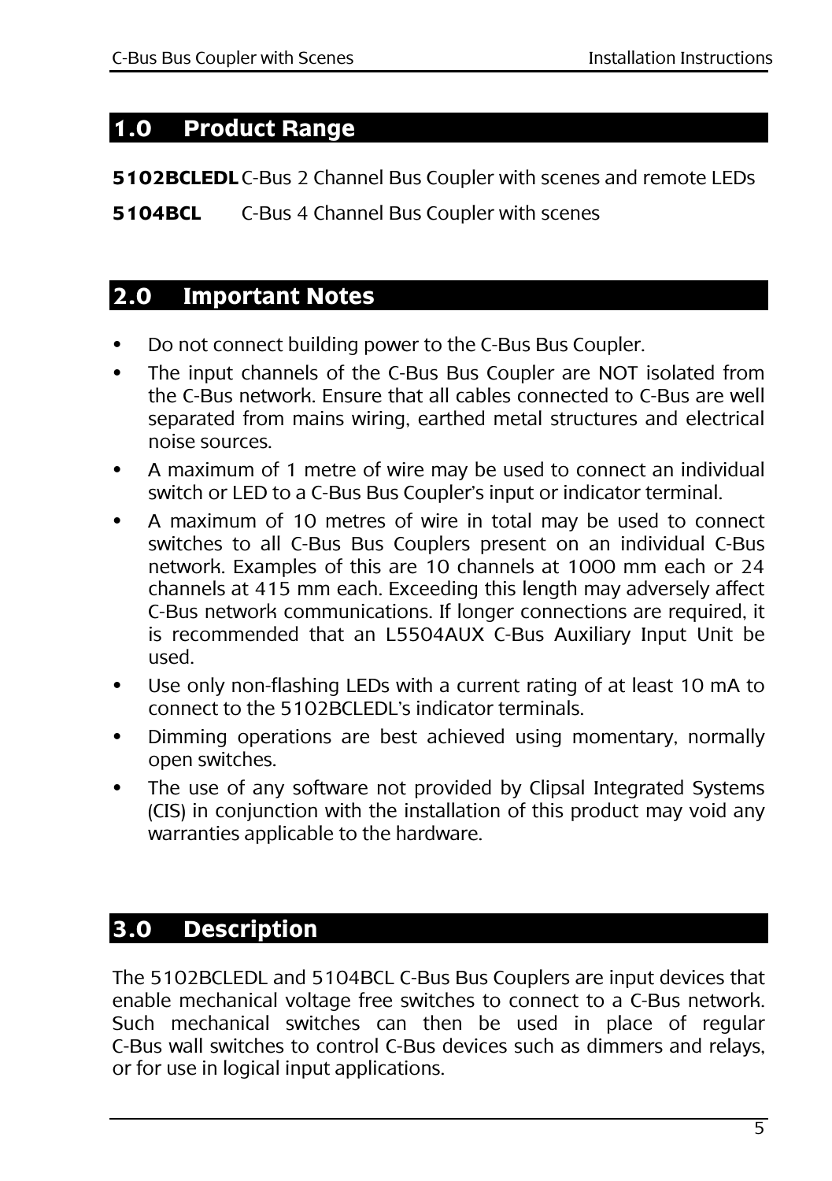## 1.0 Product Range

**5102BCLEDL** C-Bus 2 Channel Bus Coupler with scenes and remote LEDs

**5104BCL** C-Bus 4 Channel Bus Coupler with scenes

## 2.0 Important Notes

- Do not connect building power to the C-Bus Bus Coupler.
- The input channels of the C-Bus Bus Coupler are NOT isolated from the C-Bus network. Ensure that all cables connected to C-Bus are well separated from mains wiring, earthed metal structures and electrical noise sources.
- A maximum of 1 metre of wire may be used to connect an individual switch or LED to a C-Bus Bus Coupler's input or indicator terminal.
- A maximum of 10 metres of wire in total may be used to connect switches to all C-Bus Bus Couplers present on an individual C-Bus network. Examples of this are 10 channels at 1000 mm each or 24 channels at 415 mm each. Exceeding this length may adversely affect C-Bus network communications. If longer connections are required, it is recommended that an L5504AUX C-Bus Auxiliary Input Unit be used.
- Use only non-flashing LEDs with a current rating of at least 10 mA to connect to the 5102BCLEDL's indicator terminals.
- Dimming operations are best achieved using momentary, normally open switches.
- The use of any software not provided by Clipsal Integrated Systems (CIS) in conjunction with the installation of this product may void any warranties applicable to the hardware.

## 3.0 Description

The 5102BCLEDL and 5104BCL C-Bus Bus Couplers are input devices that enable mechanical voltage free switches to connect to a C-Bus network. Such mechanical switches can then be used in place of regular C-Bus wall switches to control C-Bus devices such as dimmers and relays, or for use in logical input applications.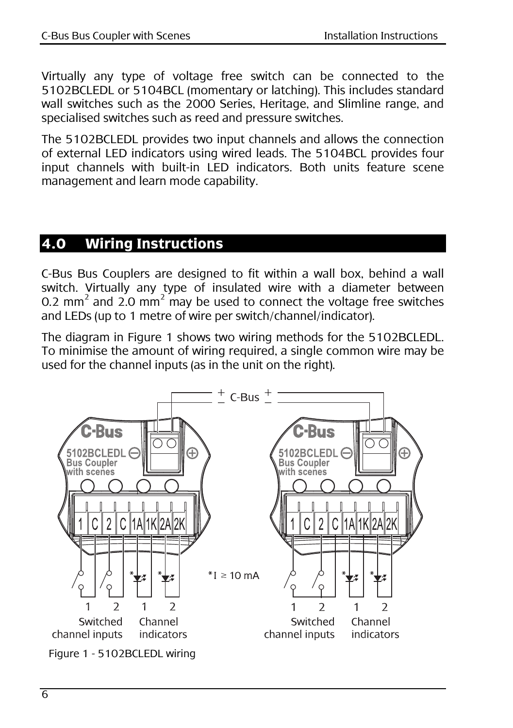Virtually any type of voltage free switch can be connected to the 5102BCLEDL or 5104BCL (momentary or latching). This includes standard wall switches such as the 2000 Series, Heritage, and Slimline range, and specialised switches such as reed and pressure switches.

The 5102BCLEDL provides two input channels and allows the connection of external LED indicators using wired leads. The 5104BCL provides four input channels with built-in LED indicators. Both units feature scene management and learn mode capability.

## 4.0 Wiring Instructions

C-Bus Bus Couplers are designed to fit within a wall box, behind a wall switch. Virtually any type of insulated wire with a diameter between 0.2 $mm^2$ and 2.0 $mm^2$ may be used to connect the voltage free switches and LEDs (up to 1 metre of wire per switch/channel/indicator).

The diagram in Figure 1 shows two wiring methods for the 5102BCLEDL. To minimise the amount of wiring required, a single common wire may be used for the channel inputs (as in the unit on the right).

Figure 1 - 5102BCLEDL wiring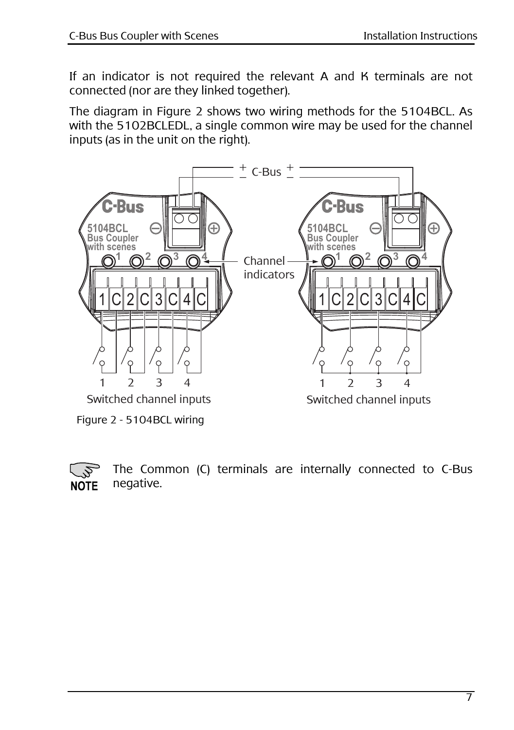If an indicator is not required the relevant A and K terminals are not connected (nor are they linked together).

The diagram in Figure 2 shows two wiring methods for the 5104BCL. As with the 5102BCLEDL, a single common wire may be used for the channel inputs (as in the unit on the right).

Figure 2 - 5104BCL wiring

**NOTE** The Common (C) terminals are internally connected to C-Bus negative.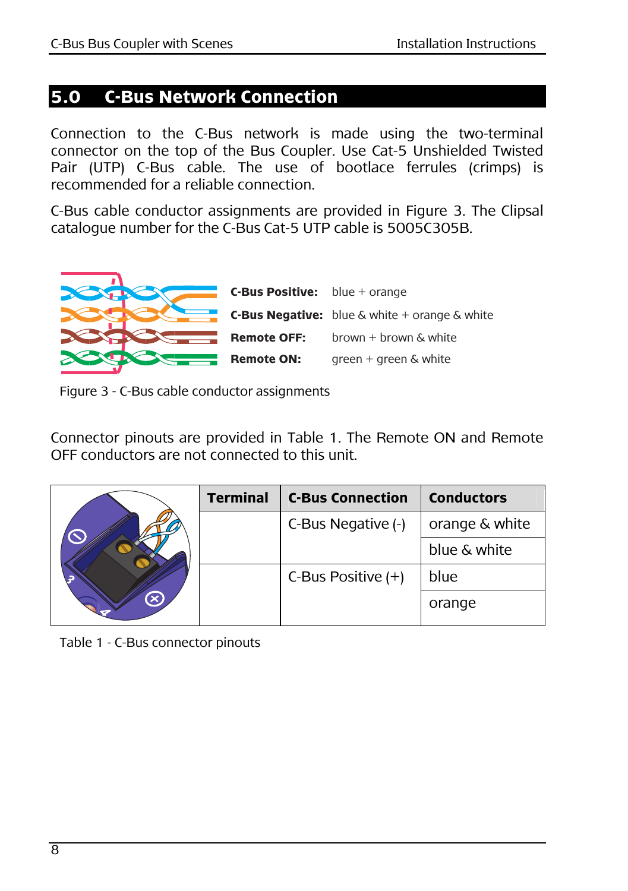# 5.0 C-Bus Network Connection

Connection to the C-Bus network is made using the two-terminal connector on the top of the Bus Coupler. Use Cat-5 Unshielded Twisted Pair (UTP) C-Bus cable. The use of bootlace ferrules (crimps) is recommended for a reliable connection.

C-Bus cable conductor assignments are provided in Figure 3. The Clipsal catalogue number for the C-Bus Cat-5 UTP cable is 5005C305B.

**C-Bus Positive:** blue + orange

**C-Bus Negative:** blue & white + orange & white

**Remote OFF:** brown + brown & white

**Remote ON:** green + green & white

Figure 3 - C-Bus cable conductor assignments

Connector pinouts are provided in Table 1. The Remote ON and Remote OFF conductors are not connected to this unit.

| Terminal | C-Bus Connection | Conductors |
|---|---|---|
| | C-Bus Negative (-) | orange & white |
| | | blue & white |
| | C-Bus Positive (+) | blue |
| | | orange |

Table 1 - C-Bus connector pinouts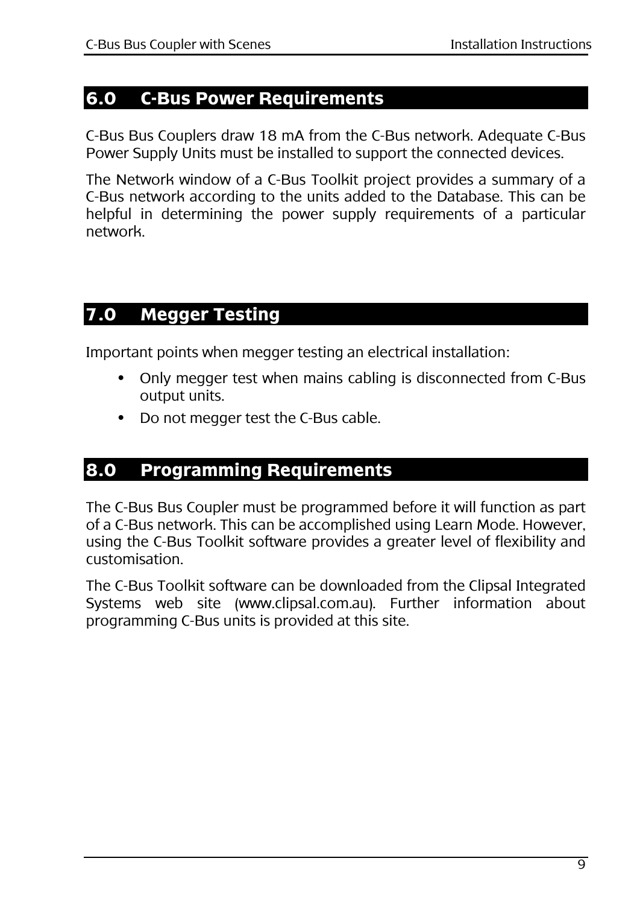## 6.0 C-Bus Power Requirements

C-Bus Bus Couplers draw 18 mA from the C-Bus network. Adequate C-Bus Power Supply Units must be installed to support the connected devices.

The Network window of a C-Bus Toolkit project provides a summary of a C-Bus network according to the units added to the Database. This can be helpful in determining the power supply requirements of a particular network.

## 7.0 Megger Testing

Important points when megger testing an electrical installation:

- Only megger test when mains cabling is disconnected from C-Bus output units.
- Do not megger test the C-Bus cable.

## 8.0 Programming Requirements

The C-Bus Bus Coupler must be programmed before it will function as part of a C-Bus network. This can be accomplished using Learn Mode. However, using the C-Bus Toolkit software provides a greater level of flexibility and customisation.

The C-Bus Toolkit software can be downloaded from the Clipsal Integrated Systems web site (www.clipsal.com.au). Further information about programming C-Bus units is provided at this site.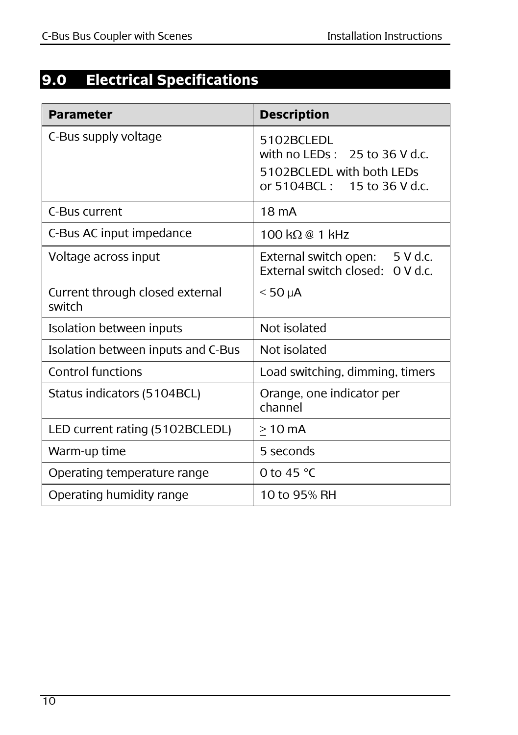# 9.0 Electrical Specifications

| Parameter | Description |
|---|---|
| C-Bus supply voltage | 5102BCLEDL with no LEDs : 25 to 36 V d.c.<br>5102BCLEDL with both LEDs or 5104BCL : 15 to 36 V d.c. |
| C-Bus current | 18 mA |
| C-Bus AC input impedance | 100 kΩ @ 1 kHz |
| Voltage across input | External switch open: 5 V d.c.<br>External switch closed: 0 V d.c. |
| Current through closed external switch | < 50 μA |
| Isolation between inputs | Not isolated |
| Isolation between inputs and C-Bus | Not isolated |
| Control functions | Load switching, dimming, timers |
| Status indicators (5104BCL) | Orange, one indicator per channel |
| LED current rating (5102BCLEDL) | ≥ 10 mA |
| Warm-up time | 5 seconds |
| Operating temperature range | 0 to 45 °C |
| Operating humidity range | 10 to 95% RH |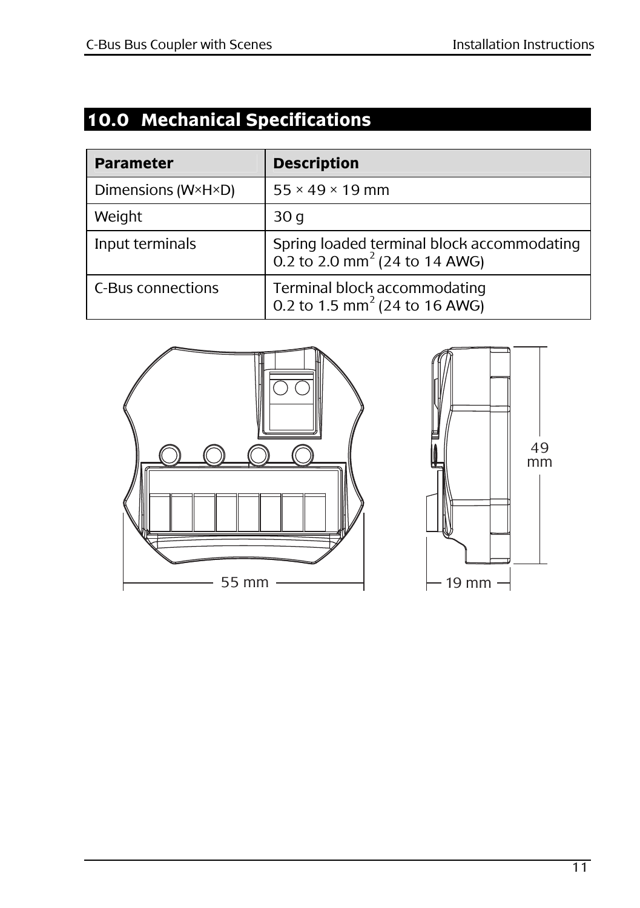## 10.0 Mechanical Specifications

| Parameter | Description |
|---|---|
| Dimensions (W×H×D) | 55 × 49 × 19 mm |
| Weight | 30 g |
| Input terminals | Spring loaded terminal block accommodating 0.2 to 2.0 $mm^2$ (24 to 14 AWG) |
| C-Bus connections | Terminal block accommodating 0.2 to 1.5 $mm^2$ (24 to 16 AWG) |

55 mm

49 mm

19 mm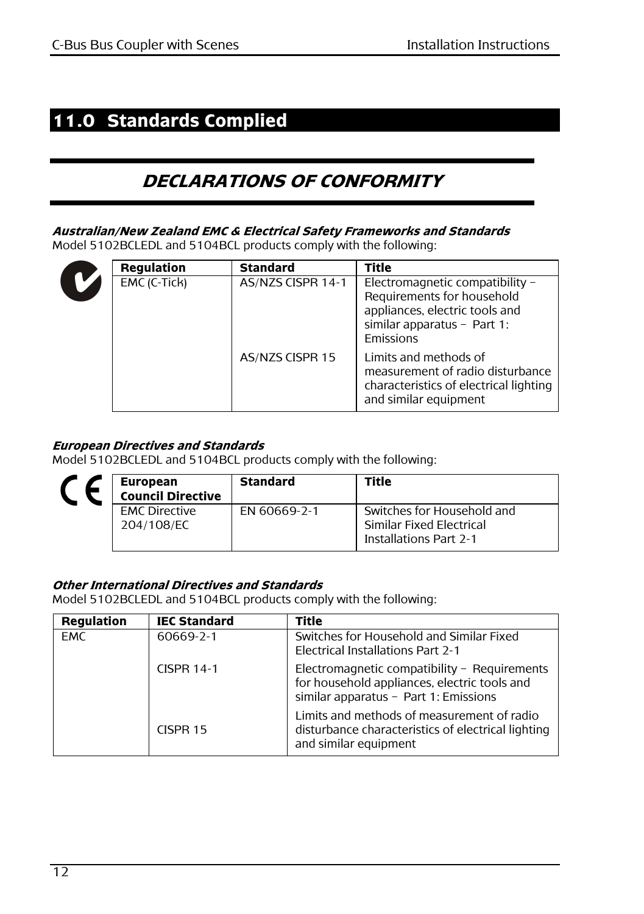# 11.0 Standards Complied

## DECLARATIONS OF CONFORMITY

***Australian/New Zealand EMC & Electrical Safety Frameworks and Standards***

Model 5102BCLEDL and 5104BCL products comply with the following:

| Regulation | Standard | Title |
|---|---|---|
| EMC (C-Tick) | AS/NZS CISPR 14-1 | Electromagnetic compatibility – Requirements for household appliances, electric tools and similar apparatus – Part 1: Emissions |
| | AS/NZS CISPR 15 | Limits and methods of measurement of radio disturbance characteristics of electrical lighting and similar equipment |

***European Directives and Standards***

Model 5102BCLEDL and 5104BCL products comply with the following:

| European Council Directive | Standard | Title |
|---|---|---|
| EMC Directive 204/108/EC | EN 60669-2-1 | Switches for Household and Similar Fixed Electrical Installations Part 2-1 |

***Other International Directives and Standards***

Model 5102BCLEDL and 5104BCL products comply with the following:

| Regulation | IEC Standard | Title |
|---|---|---|
| EMC | 60669-2-1 | Switches for Household and Similar Fixed Electrical Installations Part 2-1 |
| | CISPR 14-1 | Electromagnetic compatibility – Requirements for household appliances, electric tools and similar apparatus – Part 1: Emissions |
| | CISPR 15 | Limits and methods of measurement of radio disturbance characteristics of electrical lighting and similar equipment |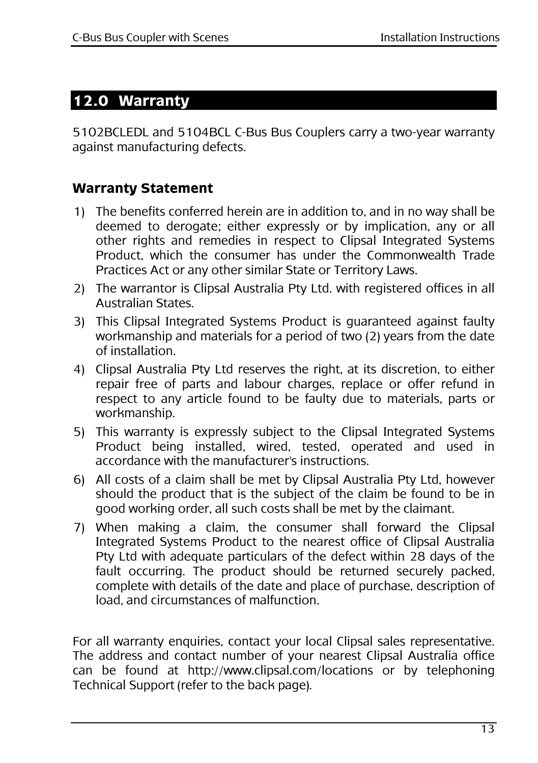# 12.0 Warranty

5102BCLEDL and 5104BCL C-Bus Bus Couplers carry a two-year warranty against manufacturing defects.

## Warranty Statement

1) The benefits conferred herein are in addition to, and in no way shall be deemed to derogate; either expressly or by implication, any or all other rights and remedies in respect to Clipsal Integrated Systems Product, which the consumer has under the Commonwealth Trade Practices Act or any other similar State or Territory Laws.
2) The warrantor is Clipsal Australia Pty Ltd. with registered offices in all Australian States.
3) This Clipsal Integrated Systems Product is guaranteed against faulty workmanship and materials for a period of two (2) years from the date of installation.
4) Clipsal Australia Pty Ltd reserves the right, at its discretion, to either repair free of parts and labour charges, replace or offer refund in respect to any article found to be faulty due to materials, parts or workmanship.
5) This warranty is expressly subject to the Clipsal Integrated Systems Product being installed, wired, tested, operated and used in accordance with the manufacturer's instructions.
6) All costs of a claim shall be met by Clipsal Australia Pty Ltd, however should the product that is the subject of the claim be found to be in good working order, all such costs shall be met by the claimant.
7) When making a claim, the consumer shall forward the Clipsal Integrated Systems Product to the nearest office of Clipsal Australia Pty Ltd with adequate particulars of the defect within 28 days of the fault occurring. The product should be returned securely packed, complete with details of the date and place of purchase, description of load, and circumstances of malfunction.

For all warranty enquiries, contact your local Clipsal sales representative. The address and contact number of your nearest Clipsal Australia office can be found at http://www.clipsal.com/locations or by telephoning Technical Support (refer to the back page).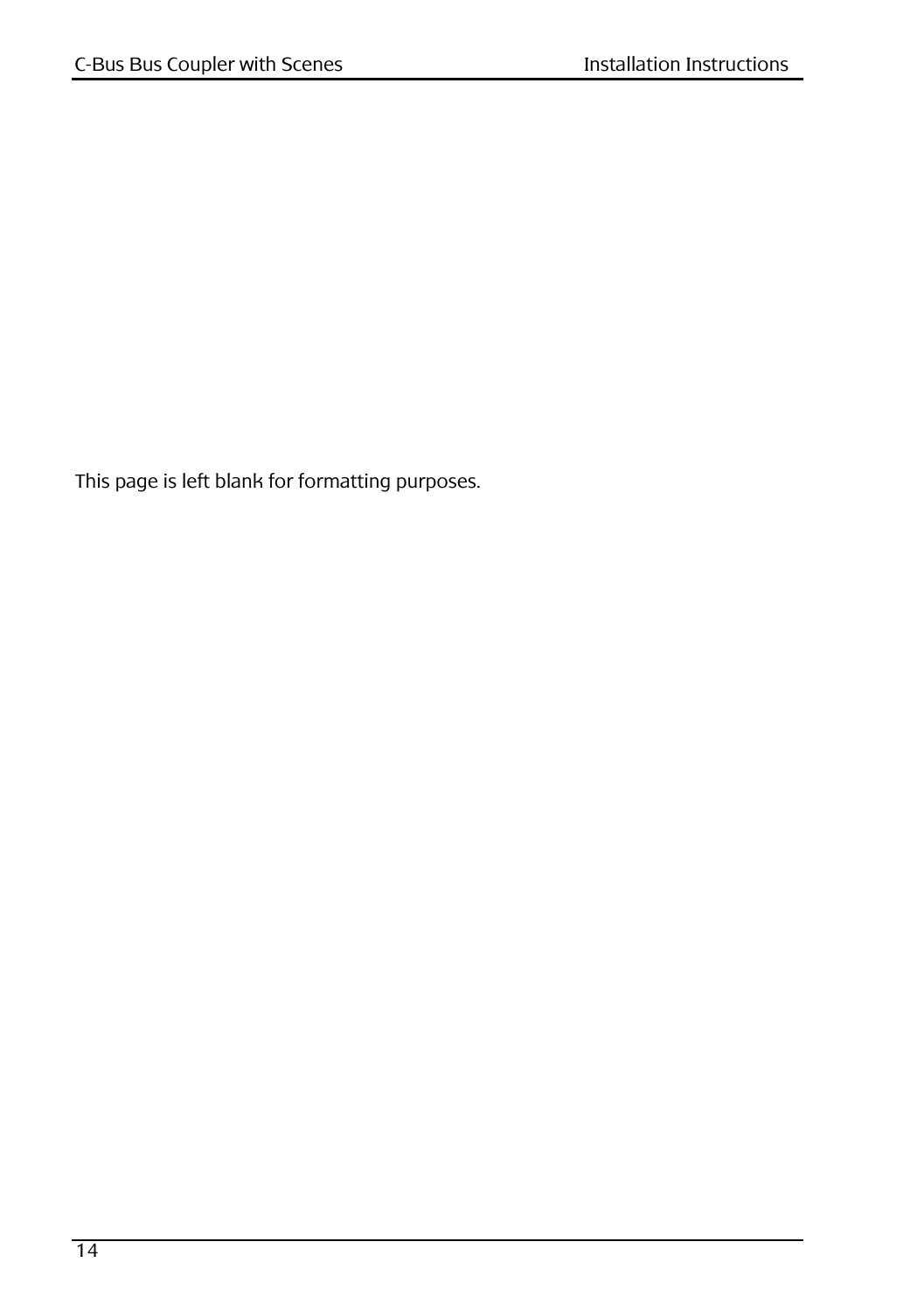This page is left blank for formatting purposes.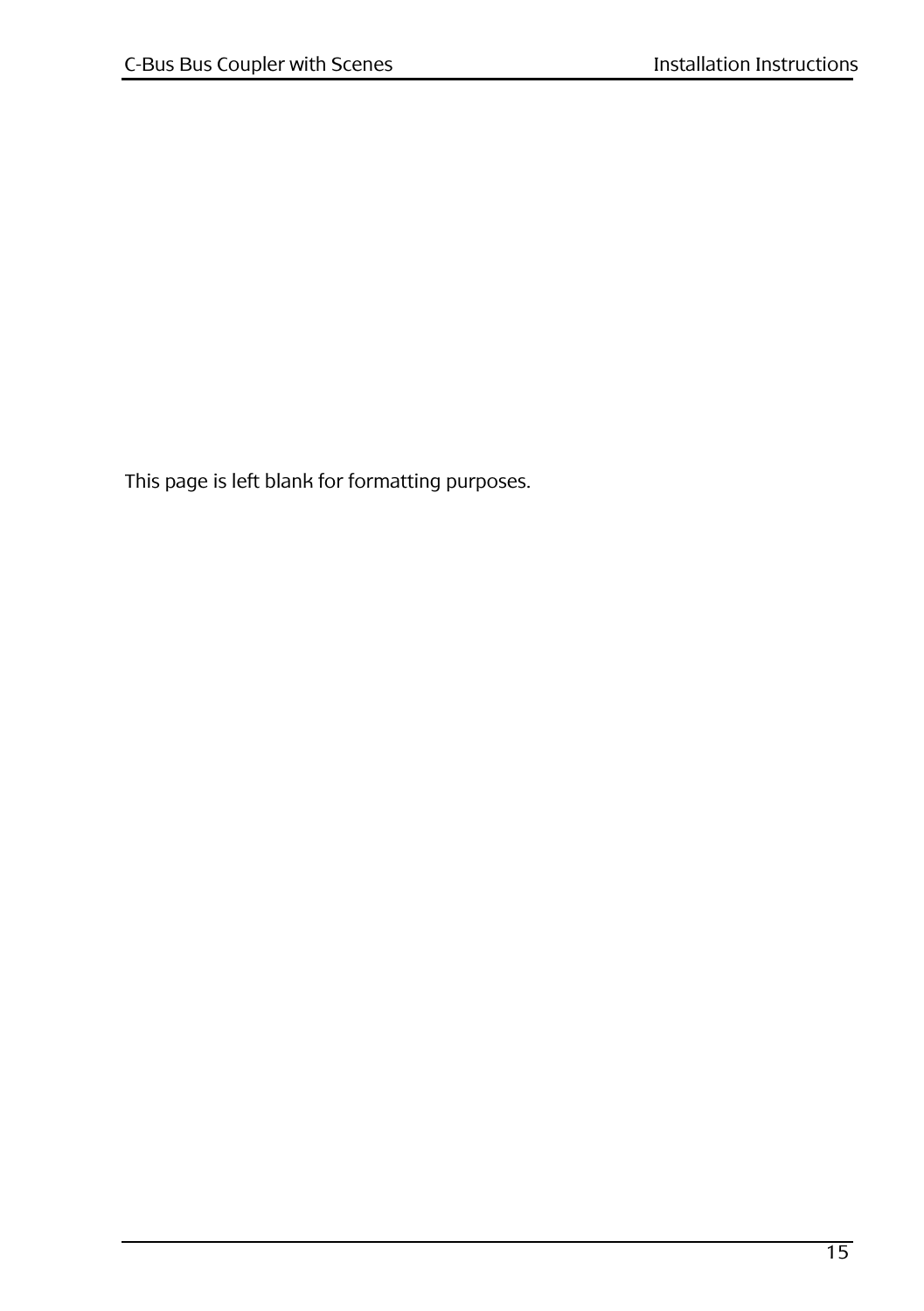This page is left blank for formatting purposes.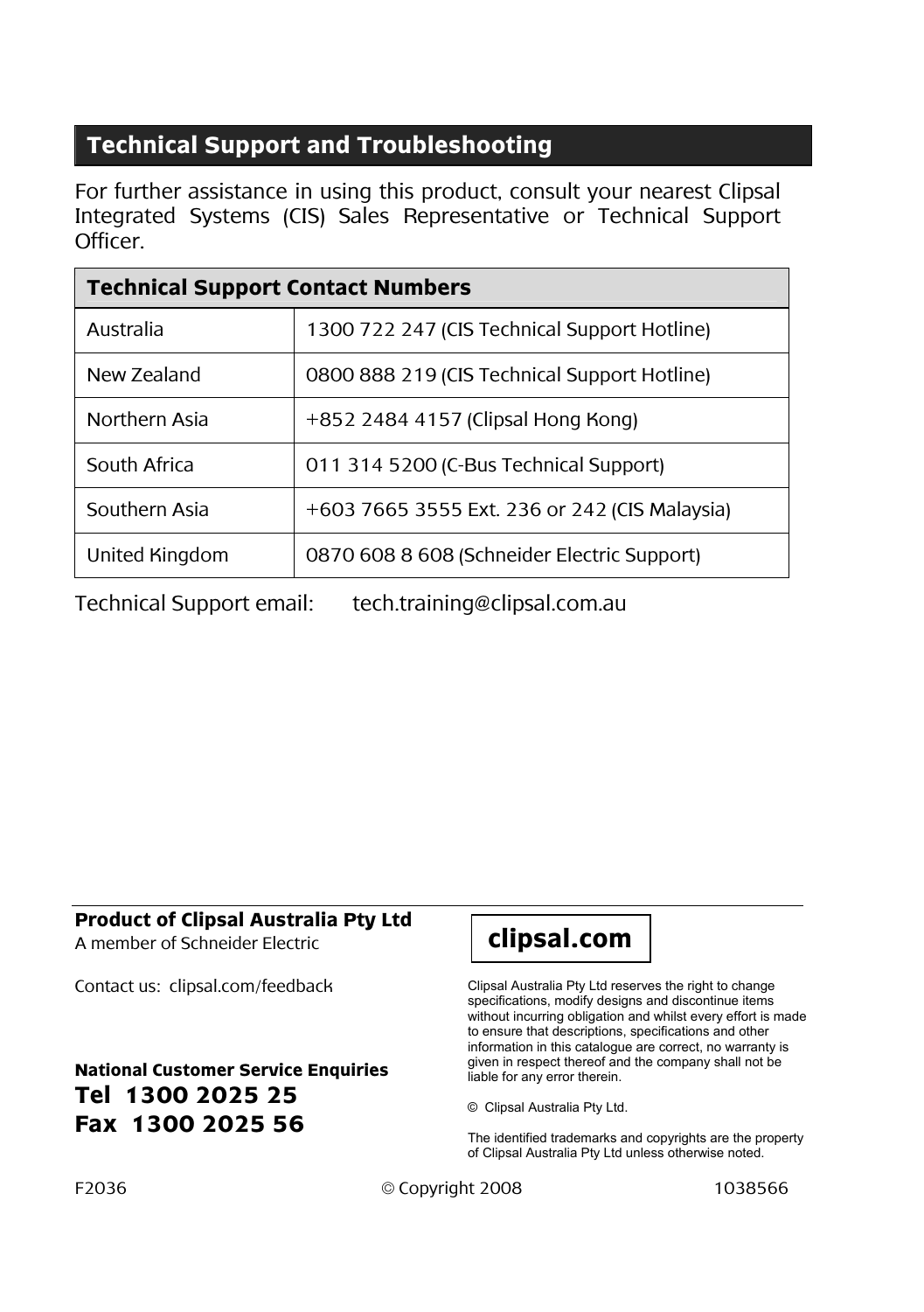## Technical Support and Troubleshooting

For further assistance in using this product, consult your nearest Clipsal Integrated Systems (CIS) Sales Representative or Technical Support Officer.

| Technical Support Contact Numbers | |
|---|---|
| Australia | 1300 722 247 (CIS Technical Support Hotline) |
| New Zealand | 0800 888 219 (CIS Technical Support Hotline) |
| Northern Asia | +852 2484 4157 (Clipsal Hong Kong) |
| South Africa | 011 314 5200 (C-Bus Technical Support) |
| Southern Asia | +603 7665 3555 Ext. 236 or 242 (CIS Malaysia) |
| United Kingdom | 0870 608 8 608 (Schneider Electric Support) |

Technical Support email: tech.training@clipsal.com.au

**Product of Clipsal Australia Pty Ltd**
A member of Schneider Electric

Contact us: clipsal.com/feedback

**National Customer Service Enquiries**
**Tel 1300 2025 25**
**Fax 1300 2025 56**

**clipsal.com**

Clipsal Australia Pty Ltd reserves the right to change specifications, modify designs and discontinue items without incurring obligation and whilst every effort is made to ensure that descriptions, specifications and other information in this catalogue are correct, no warranty is given in respect thereof and the company shall not be liable for any error therein.

© Clipsal Australia Pty Ltd.

The identified trademarks and copyrights are the property of Clipsal Australia Pty Ltd unless otherwise noted.

F2036 © Copyright 2008 1038566